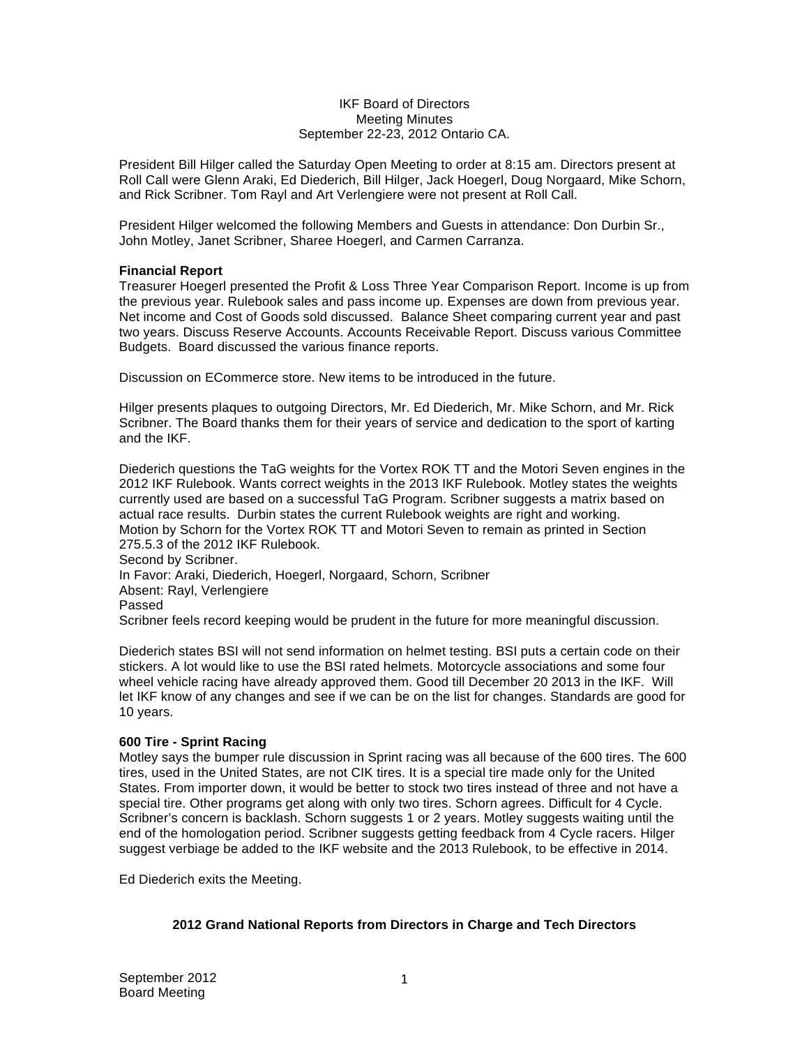IKF Board of Directors
Meeting Minutes
September 22-23, 2012 Ontario CA.

President Bill Hilger called the Saturday Open Meeting to order at 8:15 am. Directors present at Roll Call were Glenn Araki, Ed Diederich, Bill Hilger, Jack Hoegerl, Doug Norgaard, Mike Schorn, and Rick Scribner. Tom Rayl and Art Verlengiere were not present at Roll Call.

President Hilger welcomed the following Members and Guests in attendance: Don Durbin Sr., John Motley, Janet Scribner, Sharee Hoegerl, and Carmen Carranza.

**Financial Report**
Treasurer Hoegerl presented the Profit & Loss Three Year Comparison Report. Income is up from the previous year. Rulebook sales and pass income up. Expenses are down from previous year. Net income and Cost of Goods sold discussed. Balance Sheet comparing current year and past two years. Discuss Reserve Accounts. Accounts Receivable Report. Discuss various Committee Budgets. Board discussed the various finance reports.

Discussion on ECommerce store. New items to be introduced in the future.

Hilger presents plaques to outgoing Directors, Mr. Ed Diederich, Mr. Mike Schorn, and Mr. Rick Scribner. The Board thanks them for their years of service and dedication to the sport of karting and the IKF.

Diederich questions the TaG weights for the Vortex ROK TT and the Motori Seven engines in the 2012 IKF Rulebook. Wants correct weights in the 2013 IKF Rulebook. Motley states the weights currently used are based on a successful TaG Program. Scribner suggests a matrix based on actual race results. Durbin states the current Rulebook weights are right and working.
Motion by Schorn for the Vortex ROK TT and Motori Seven to remain as printed in Section 275.5.3 of the 2012 IKF Rulebook.
Second by Scribner.
In Favor: Araki, Diederich, Hoegerl, Norgaard, Schorn, Scribner
Absent: Rayl, Verlengiere
Passed
Scribner feels record keeping would be prudent in the future for more meaningful discussion.

Diederich states BSI will not send information on helmet testing. BSI puts a certain code on their stickers. A lot would like to use the BSI rated helmets. Motorcycle associations and some four wheel vehicle racing have already approved them. Good till December 20 2013 in the IKF. Will let IKF know of any changes and see if we can be on the list for changes. Standards are good for 10 years.

**600 Tire - Sprint Racing**
Motley says the bumper rule discussion in Sprint racing was all because of the 600 tires. The 600 tires, used in the United States, are not CIK tires. It is a special tire made only for the United States. From importer down, it would be better to stock two tires instead of three and not have a special tire. Other programs get along with only two tires. Schorn agrees. Difficult for 4 Cycle. Scribner's concern is backlash. Schorn suggests 1 or 2 years. Motley suggests waiting until the end of the homologation period. Scribner suggests getting feedback from 4 Cycle racers. Hilger suggest verbiage be added to the IKF website and the 2013 Rulebook, to be effective in 2014.

Ed Diederich exits the Meeting.

**2012 Grand National Reports from Directors in Charge and Tech Directors**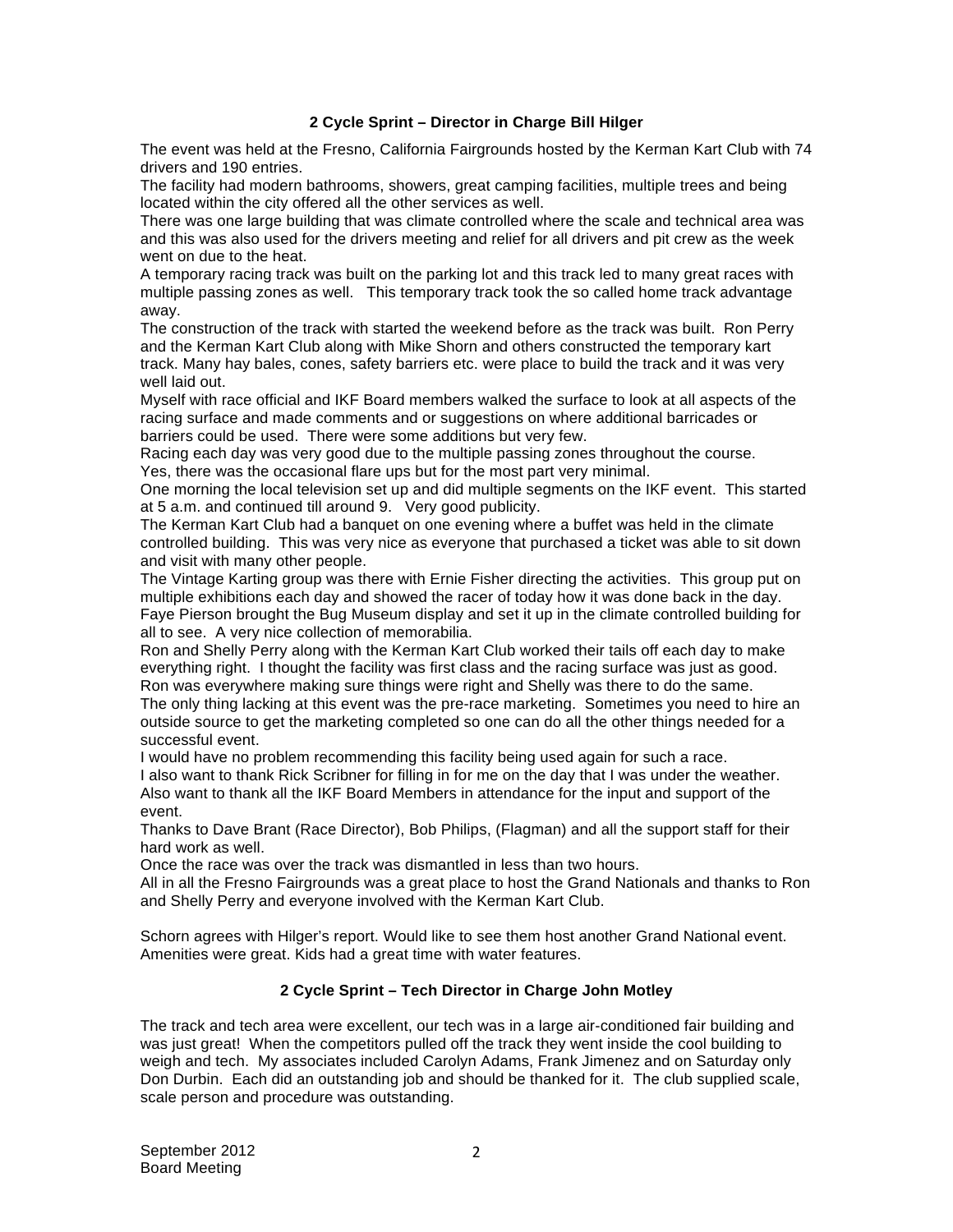**2 Cycle Sprint – Director in Charge Bill Hilger**

The event was held at the Fresno, California Fairgrounds hosted by the Kerman Kart Club with 74 drivers and 190 entries.
The facility had modern bathrooms, showers, great camping facilities, multiple trees and being located within the city offered all the other services as well.
There was one large building that was climate controlled where the scale and technical area was and this was also used for the drivers meeting and relief for all drivers and pit crew as the week went on due to the heat.
A temporary racing track was built on the parking lot and this track led to many great races with multiple passing zones as well. This temporary track took the so called home track advantage away.
The construction of the track with started the weekend before as the track was built. Ron Perry and the Kerman Kart Club along with Mike Shorn and others constructed the temporary kart track. Many hay bales, cones, safety barriers etc. were place to build the track and it was very well laid out.
Myself with race official and IKF Board members walked the surface to look at all aspects of the racing surface and made comments and or suggestions on where additional barricades or barriers could be used. There were some additions but very few.
Racing each day was very good due to the multiple passing zones throughout the course.
Yes, there was the occasional flare ups but for the most part very minimal.
One morning the local television set up and did multiple segments on the IKF event. This started at 5 a.m. and continued till around 9. Very good publicity.
The Kerman Kart Club had a banquet on one evening where a buffet was held in the climate controlled building. This was very nice as everyone that purchased a ticket was able to sit down and visit with many other people.
The Vintage Karting group was there with Ernie Fisher directing the activities. This group put on multiple exhibitions each day and showed the racer of today how it was done back in the day.
Faye Pierson brought the Bug Museum display and set it up in the climate controlled building for all to see. A very nice collection of memorabilia.
Ron and Shelly Perry along with the Kerman Kart Club worked their tails off each day to make everything right. I thought the facility was first class and the racing surface was just as good.
Ron was everywhere making sure things were right and Shelly was there to do the same.
The only thing lacking at this event was the pre-race marketing. Sometimes you need to hire an outside source to get the marketing completed so one can do all the other things needed for a successful event.
I would have no problem recommending this facility being used again for such a race.
I also want to thank Rick Scribner for filling in for me on the day that I was under the weather.
Also want to thank all the IKF Board Members in attendance for the input and support of the event.
Thanks to Dave Brant (Race Director), Bob Philips, (Flagman) and all the support staff for their hard work as well.
Once the race was over the track was dismantled in less than two hours.
All in all the Fresno Fairgrounds was a great place to host the Grand Nationals and thanks to Ron and Shelly Perry and everyone involved with the Kerman Kart Club.

Schorn agrees with Hilger's report. Would like to see them host another Grand National event. Amenities were great. Kids had a great time with water features.

**2 Cycle Sprint – Tech Director in Charge John Motley**

The track and tech area were excellent, our tech was in a large air-conditioned fair building and was just great! When the competitors pulled off the track they went inside the cool building to weigh and tech. My associates included Carolyn Adams, Frank Jimenez and on Saturday only Don Durbin. Each did an outstanding job and should be thanked for it. The club supplied scale, scale person and procedure was outstanding.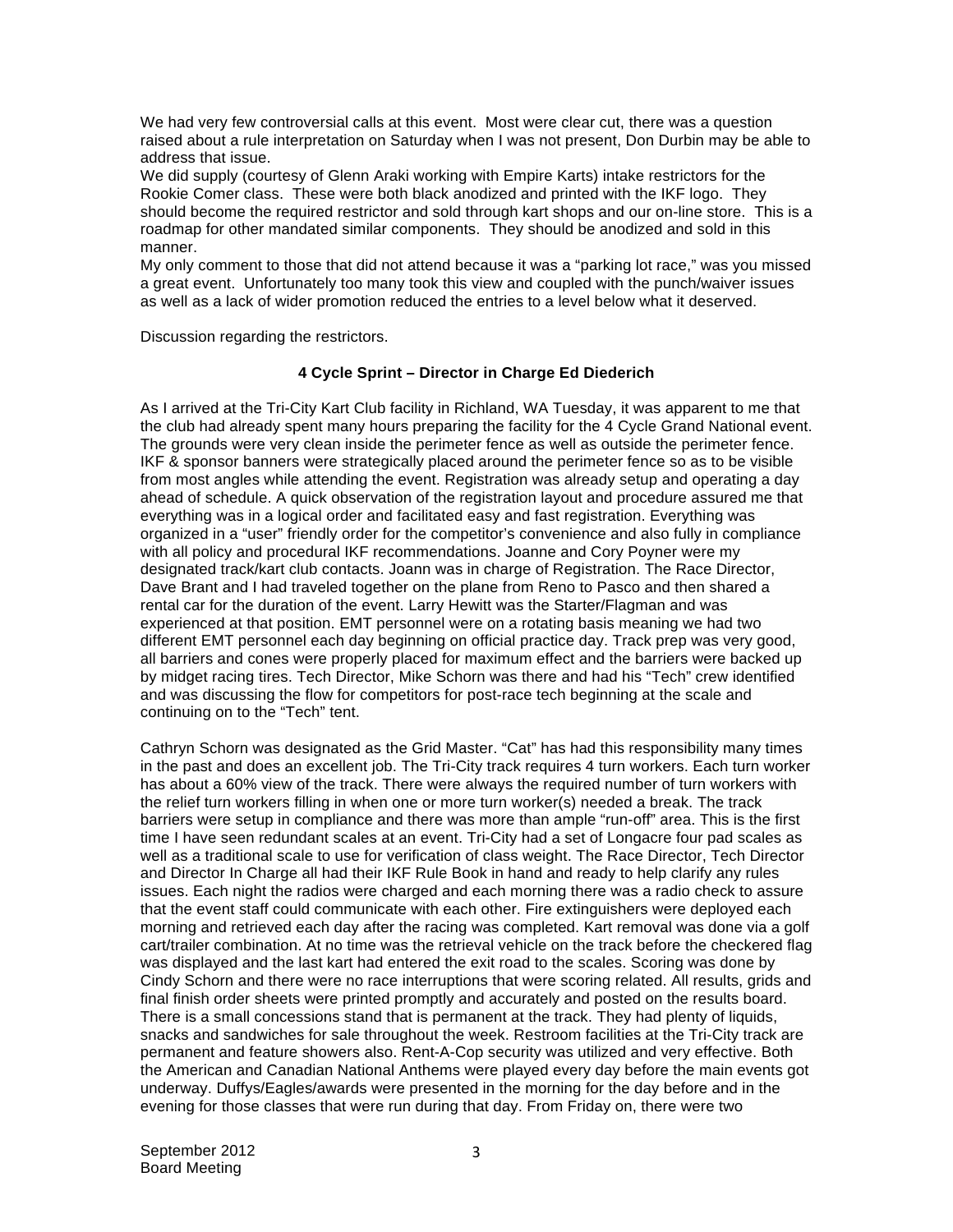We had very few controversial calls at this event. Most were clear cut, there was a question raised about a rule interpretation on Saturday when I was not present, Don Durbin may be able to address that issue.
We did supply (courtesy of Glenn Araki working with Empire Karts) intake restrictors for the Rookie Comer class. These were both black anodized and printed with the IKF logo. They should become the required restrictor and sold through kart shops and our on-line store. This is a roadmap for other mandated similar components. They should be anodized and sold in this manner.
My only comment to those that did not attend because it was a "parking lot race," was you missed a great event. Unfortunately too many took this view and coupled with the punch/waiver issues as well as a lack of wider promotion reduced the entries to a level below what it deserved.

Discussion regarding the restrictors.

### 4 Cycle Sprint – Director in Charge Ed Diederich

As I arrived at the Tri-City Kart Club facility in Richland, WA Tuesday, it was apparent to me that the club had already spent many hours preparing the facility for the 4 Cycle Grand National event. The grounds were very clean inside the perimeter fence as well as outside the perimeter fence. IKF & sponsor banners were strategically placed around the perimeter fence so as to be visible from most angles while attending the event. Registration was already setup and operating a day ahead of schedule. A quick observation of the registration layout and procedure assured me that everything was in a logical order and facilitated easy and fast registration. Everything was organized in a "user" friendly order for the competitor's convenience and also fully in compliance with all policy and procedural IKF recommendations. Joanne and Cory Poyner were my designated track/kart club contacts. Joann was in charge of Registration. The Race Director, Dave Brant and I had traveled together on the plane from Reno to Pasco and then shared a rental car for the duration of the event. Larry Hewitt was the Starter/Flagman and was experienced at that position. EMT personnel were on a rotating basis meaning we had two different EMT personnel each day beginning on official practice day. Track prep was very good, all barriers and cones were properly placed for maximum effect and the barriers were backed up by midget racing tires. Tech Director, Mike Schorn was there and had his "Tech" crew identified and was discussing the flow for competitors for post-race tech beginning at the scale and continuing on to the "Tech" tent.

Cathryn Schorn was designated as the Grid Master. "Cat" has had this responsibility many times in the past and does an excellent job. The Tri-City track requires 4 turn workers. Each turn worker has about a 60% view of the track. There were always the required number of turn workers with the relief turn workers filling in when one or more turn worker(s) needed a break. The track barriers were setup in compliance and there was more than ample "run-off" area. This is the first time I have seen redundant scales at an event. Tri-City had a set of Longacre four pad scales as well as a traditional scale to use for verification of class weight. The Race Director, Tech Director and Director In Charge all had their IKF Rule Book in hand and ready to help clarify any rules issues. Each night the radios were charged and each morning there was a radio check to assure that the event staff could communicate with each other. Fire extinguishers were deployed each morning and retrieved each day after the racing was completed. Kart removal was done via a golf cart/trailer combination. At no time was the retrieval vehicle on the track before the checkered flag was displayed and the last kart had entered the exit road to the scales. Scoring was done by Cindy Schorn and there were no race interruptions that were scoring related. All results, grids and final finish order sheets were printed promptly and accurately and posted on the results board. There is a small concessions stand that is permanent at the track. They had plenty of liquids, snacks and sandwiches for sale throughout the week. Restroom facilities at the Tri-City track are permanent and feature showers also. Rent-A-Cop security was utilized and very effective. Both the American and Canadian National Anthems were played every day before the main events got underway. Duffys/Eagles/awards were presented in the morning for the day before and in the evening for those classes that were run during that day. From Friday on, there were two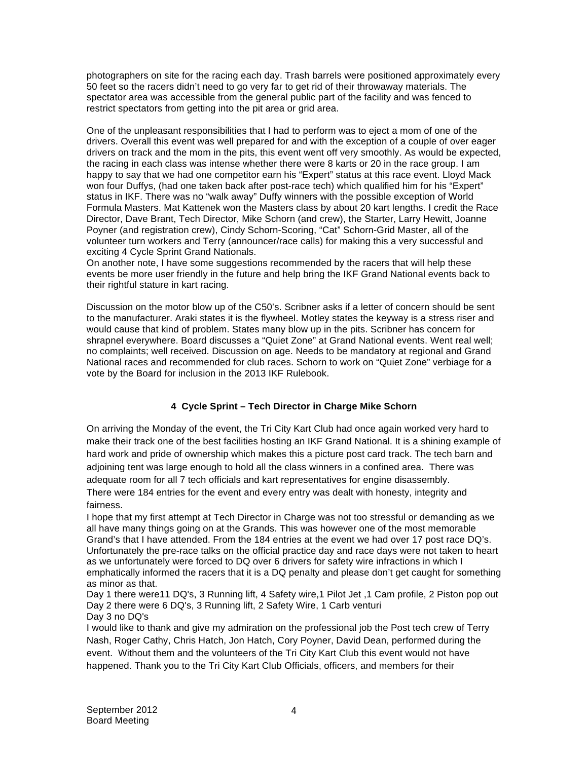photographers on site for the racing each day. Trash barrels were positioned approximately every 50 feet so the racers didn't need to go very far to get rid of their throwaway materials. The spectator area was accessible from the general public part of the facility and was fenced to restrict spectators from getting into the pit area or grid area.

One of the unpleasant responsibilities that I had to perform was to eject a mom of one of the drivers. Overall this event was well prepared for and with the exception of a couple of over eager drivers on track and the mom in the pits, this event went off very smoothly. As would be expected, the racing in each class was intense whether there were 8 karts or 20 in the race group. I am happy to say that we had one competitor earn his "Expert" status at this race event. Lloyd Mack won four Duffys, (had one taken back after post-race tech) which qualified him for his "Expert" status in IKF. There was no "walk away" Duffy winners with the possible exception of World Formula Masters. Mat Kattenek won the Masters class by about 20 kart lengths. I credit the Race Director, Dave Brant, Tech Director, Mike Schorn (and crew), the Starter, Larry Hewitt, Joanne Poyner (and registration crew), Cindy Schorn-Scoring, "Cat" Schorn-Grid Master, all of the volunteer turn workers and Terry (announcer/race calls) for making this a very successful and exciting 4 Cycle Sprint Grand Nationals.
On another note, I have some suggestions recommended by the racers that will help these events be more user friendly in the future and help bring the IKF Grand National events back to their rightful stature in kart racing.

Discussion on the motor blow up of the C50's. Scribner asks if a letter of concern should be sent to the manufacturer. Araki states it is the flywheel. Motley states the keyway is a stress riser and would cause that kind of problem. States many blow up in the pits. Scribner has concern for shrapnel everywhere. Board discusses a "Quiet Zone" at Grand National events. Went real well; no complaints; well received. Discussion on age. Needs to be mandatory at regional and Grand National races and recommended for club races. Schorn to work on "Quiet Zone" verbiage for a vote by the Board for inclusion in the 2013 IKF Rulebook.

### 4 Cycle Sprint – Tech Director in Charge Mike Schorn

On arriving the Monday of the event, the Tri City Kart Club had once again worked very hard to make their track one of the best facilities hosting an IKF Grand National. It is a shining example of hard work and pride of ownership which makes this a picture post card track. The tech barn and adjoining tent was large enough to hold all the class winners in a confined area. There was adequate room for all 7 tech officials and kart representatives for engine disassembly.
There were 184 entries for the event and every entry was dealt with honesty, integrity and fairness.
I hope that my first attempt at Tech Director in Charge was not too stressful or demanding as we all have many things going on at the Grands. This was however one of the most memorable Grand's that I have attended. From the 184 entries at the event we had over 17 post race DQ's. Unfortunately the pre-race talks on the official practice day and race days were not taken to heart as we unfortunately were forced to DQ over 6 drivers for safety wire infractions in which I emphatically informed the racers that it is a DQ penalty and please don't get caught for something as minor as that.
Day 1 there were11 DQ's, 3 Running lift, 4 Safety wire,1 Pilot Jet ,1 Cam profile, 2 Piston pop out
Day 2 there were 6 DQ's, 3 Running lift, 2 Safety Wire, 1 Carb venturi
Day 3 no DQ's
I would like to thank and give my admiration on the professional job the Post tech crew of Terry Nash, Roger Cathy, Chris Hatch, Jon Hatch, Cory Poyner, David Dean, performed during the event. Without them and the volunteers of the Tri City Kart Club this event would not have happened. Thank you to the Tri City Kart Club Officials, officers, and members for their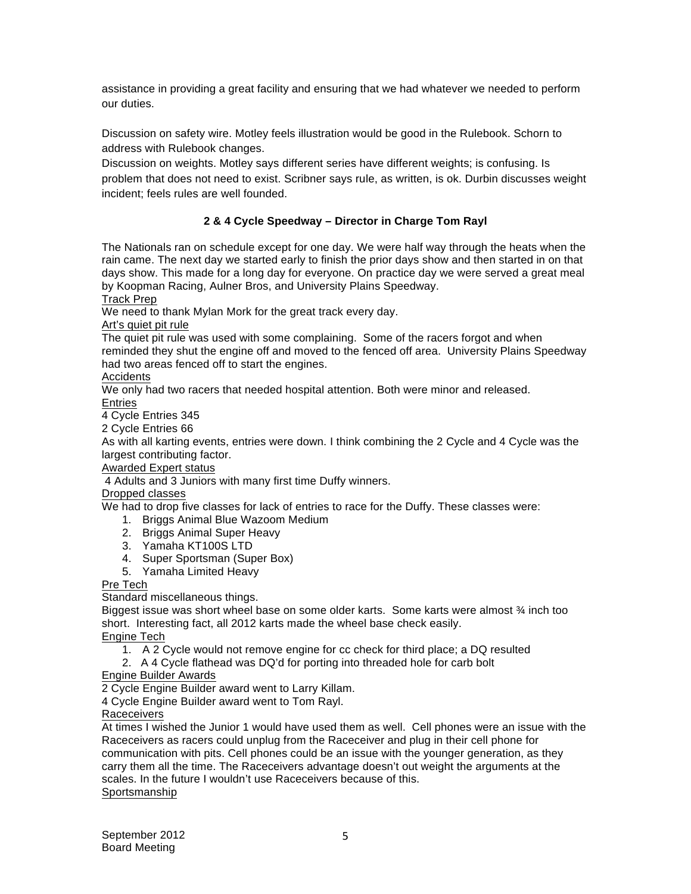assistance in providing a great facility and ensuring that we had whatever we needed to perform our duties.

Discussion on safety wire. Motley feels illustration would be good in the Rulebook. Schorn to address with Rulebook changes.

Discussion on weights. Motley says different series have different weights; is confusing. Is problem that does not need to exist. Scribner says rule, as written, is ok. Durbin discusses weight incident; feels rules are well founded.

### 2 & 4 Cycle Speedway – Director in Charge Tom Rayl

The Nationals ran on schedule except for one day. We were half way through the heats when the rain came. The next day we started early to finish the prior days show and then started in on that days show. This made for a long day for everyone. On practice day we were served a great meal by Koopman Racing, Aulner Bros, and University Plains Speedway.

<u>Track Prep</u>

We need to thank Mylan Mork for the great track every day.

<u>Art's quiet pit rule</u>

The quiet pit rule was used with some complaining. Some of the racers forgot and when reminded they shut the engine off and moved to the fenced off area. University Plains Speedway had two areas fenced off to start the engines.

<u>Accidents</u>

We only had two racers that needed hospital attention. Both were minor and released.

<u>Entries</u>

4 Cycle Entries 345

2 Cycle Entries 66

As with all karting events, entries were down. I think combining the 2 Cycle and 4 Cycle was the largest contributing factor.

<u>Awarded Expert status</u>

4 Adults and 3 Juniors with many first time Duffy winners.

<u>Dropped classes</u>

We had to drop five classes for lack of entries to race for the Duffy. These classes were:

1. Briggs Animal Blue Wazoom Medium
2. Briggs Animal Super Heavy
3. Yamaha KT100S LTD
4. Super Sportsman (Super Box)
5. Yamaha Limited Heavy

<u>Pre Tech</u>

Standard miscellaneous things.

Biggest issue was short wheel base on some older karts. Some karts were almost ¾ inch too short. Interesting fact, all 2012 karts made the wheel base check easily.

<u>Engine Tech</u>

1. A 2 Cycle would not remove engine for cc check for third place; a DQ resulted
2. A 4 Cycle flathead was DQ'd for porting into threaded hole for carb bolt

<u>Engine Builder Awards</u>

2 Cycle Engine Builder award went to Larry Killam.

4 Cycle Engine Builder award went to Tom Rayl.

<u>Raceceivers</u>

At times I wished the Junior 1 would have used them as well. Cell phones were an issue with the Raceceivers as racers could unplug from the Raceceiver and plug in their cell phone for communication with pits. Cell phones could be an issue with the younger generation, as they carry them all the time. The Raceceivers advantage doesn't out weight the arguments at the scales. In the future I wouldn't use Raceceivers because of this.

<u>Sportsmanship</u>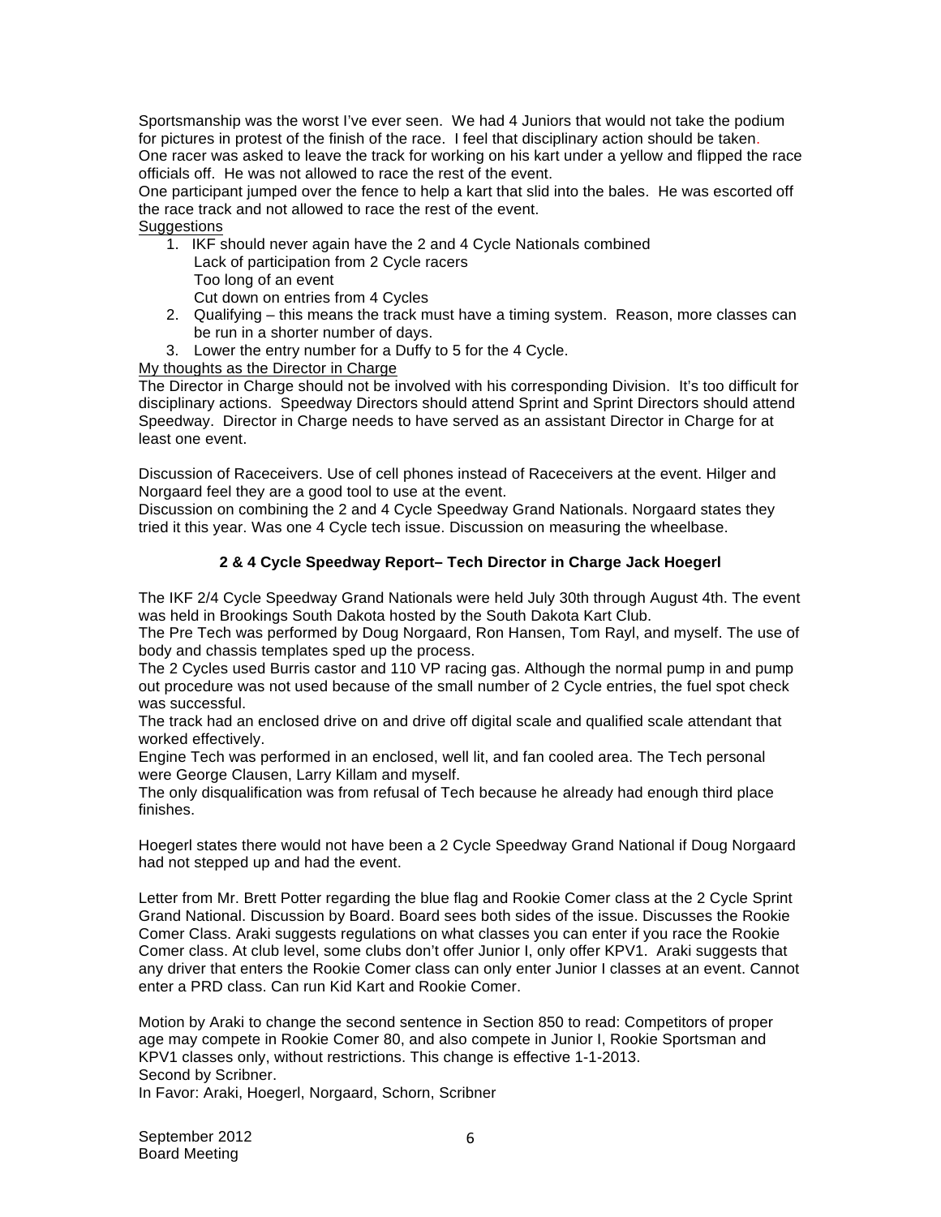Sportsmanship was the worst I've ever seen. We had 4 Juniors that would not take the podium for pictures in protest of the finish of the race. I feel that disciplinary action should be taken.
One racer was asked to leave the track for working on his kart under a yellow and flipped the race officials off. He was not allowed to race the rest of the event.
One participant jumped over the fence to help a kart that slid into the bales. He was escorted off the race track and not allowed to race the rest of the event.

Suggestions

1. IKF should never again have the 2 and 4 Cycle Nationals combined
   Lack of participation from 2 Cycle racers
   Too long of an event
   Cut down on entries from 4 Cycles
2. Qualifying – this means the track must have a timing system. Reason, more classes can be run in a shorter number of days.
3. Lower the entry number for a Duffy to 5 for the 4 Cycle.

My thoughts as the Director in Charge

The Director in Charge should not be involved with his corresponding Division. It's too difficult for disciplinary actions. Speedway Directors should attend Sprint and Sprint Directors should attend Speedway. Director in Charge needs to have served as an assistant Director in Charge for at least one event.

Discussion of Raceceivers. Use of cell phones instead of Raceceivers at the event. Hilger and Norgaard feel they are a good tool to use at the event.
Discussion on combining the 2 and 4 Cycle Speedway Grand Nationals. Norgaard states they tried it this year. Was one 4 Cycle tech issue. Discussion on measuring the wheelbase.

**2 & 4 Cycle Speedway Report– Tech Director in Charge Jack Hoegerl**

The IKF 2/4 Cycle Speedway Grand Nationals were held July 30th through August 4th. The event was held in Brookings South Dakota hosted by the South Dakota Kart Club.
The Pre Tech was performed by Doug Norgaard, Ron Hansen, Tom Rayl, and myself. The use of body and chassis templates sped up the process.
The 2 Cycles used Burris castor and 110 VP racing gas. Although the normal pump in and pump out procedure was not used because of the small number of 2 Cycle entries, the fuel spot check was successful.
The track had an enclosed drive on and drive off digital scale and qualified scale attendant that worked effectively.
Engine Tech was performed in an enclosed, well lit, and fan cooled area. The Tech personal were George Clausen, Larry Killam and myself.
The only disqualification was from refusal of Tech because he already had enough third place finishes.

Hoegerl states there would not have been a 2 Cycle Speedway Grand National if Doug Norgaard had not stepped up and had the event.

Letter from Mr. Brett Potter regarding the blue flag and Rookie Comer class at the 2 Cycle Sprint Grand National. Discussion by Board. Board sees both sides of the issue. Discusses the Rookie Comer Class. Araki suggests regulations on what classes you can enter if you race the Rookie Comer class. At club level, some clubs don't offer Junior I, only offer KPV1. Araki suggests that any driver that enters the Rookie Comer class can only enter Junior I classes at an event. Cannot enter a PRD class. Can run Kid Kart and Rookie Comer.

Motion by Araki to change the second sentence in Section 850 to read: Competitors of proper age may compete in Rookie Comer 80, and also compete in Junior I, Rookie Sportsman and KPV1 classes only, without restrictions. This change is effective 1-1-2013.
Second by Scribner.
In Favor: Araki, Hoegerl, Norgaard, Schorn, Scribner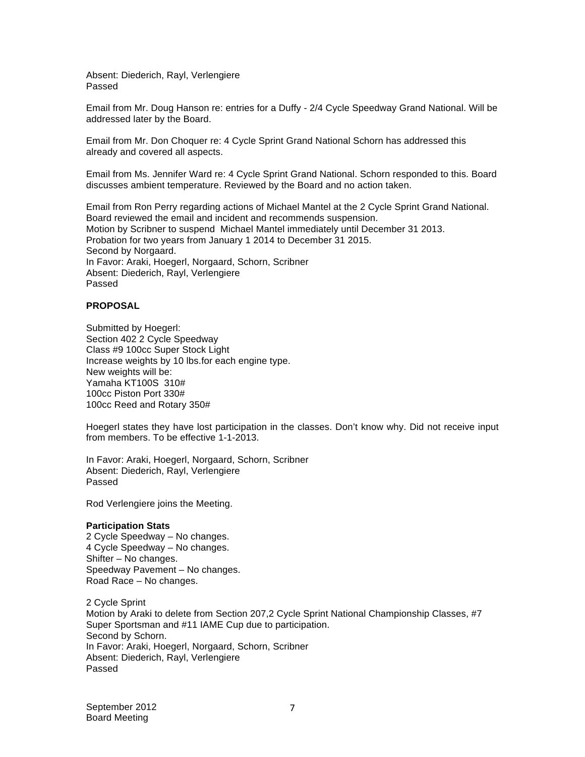Absent: Diederich, Rayl, Verlengiere
Passed

Email from Mr. Doug Hanson re: entries for a Duffy - 2/4 Cycle Speedway Grand National. Will be addressed later by the Board.

Email from Mr. Don Choquer re: 4 Cycle Sprint Grand National Schorn has addressed this already and covered all aspects.

Email from Ms. Jennifer Ward re: 4 Cycle Sprint Grand National. Schorn responded to this. Board discusses ambient temperature. Reviewed by the Board and no action taken.

Email from Ron Perry regarding actions of Michael Mantel at the 2 Cycle Sprint Grand National. Board reviewed the email and incident and recommends suspension.
Motion by Scribner to suspend Michael Mantel immediately until December 31 2013.
Probation for two years from January 1 2014 to December 31 2015.
Second by Norgaard.
In Favor: Araki, Hoegerl, Norgaard, Schorn, Scribner
Absent: Diederich, Rayl, Verlengiere
Passed

**PROPOSAL**

Submitted by Hoegerl:
Section 402 2 Cycle Speedway
Class #9 100cc Super Stock Light
Increase weights by 10 lbs.for each engine type.
New weights will be:
Yamaha KT100S 310#
100cc Piston Port 330#
100cc Reed and Rotary 350#

Hoegerl states they have lost participation in the classes. Don't know why. Did not receive input from members. To be effective 1-1-2013.

In Favor: Araki, Hoegerl, Norgaard, Schorn, Scribner
Absent: Diederich, Rayl, Verlengiere
Passed

Rod Verlengiere joins the Meeting.

**Participation Stats**
2 Cycle Speedway – No changes.
4 Cycle Speedway – No changes.
Shifter – No changes.
Speedway Pavement – No changes.
Road Race – No changes.

2 Cycle Sprint
Motion by Araki to delete from Section 207,2 Cycle Sprint National Championship Classes, #7 Super Sportsman and #11 IAME Cup due to participation.
Second by Schorn.
In Favor: Araki, Hoegerl, Norgaard, Schorn, Scribner
Absent: Diederich, Rayl, Verlengiere
Passed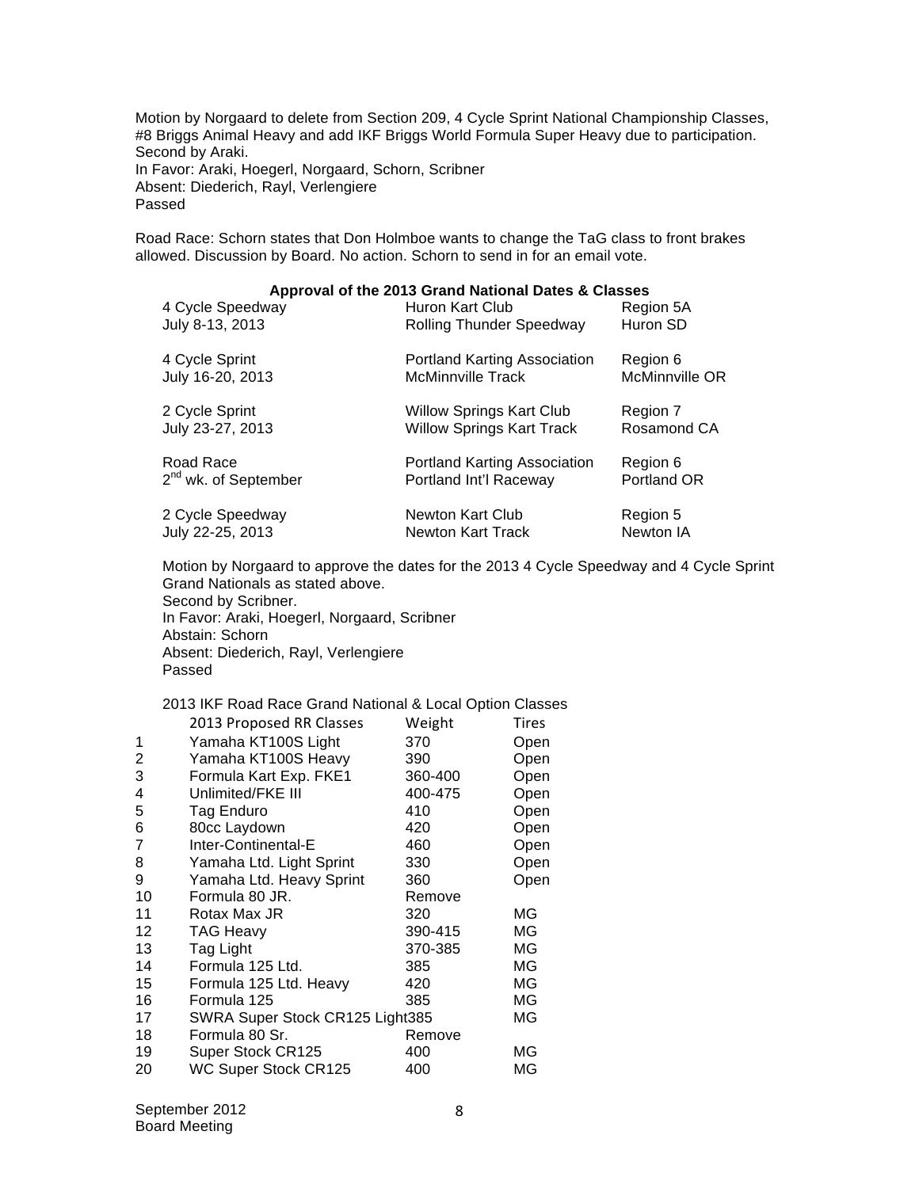Motion by Norgaard to delete from Section 209, 4 Cycle Sprint National Championship Classes, #8 Briggs Animal Heavy and add IKF Briggs World Formula Super Heavy due to participation.
Second by Araki.
In Favor: Araki, Hoegerl, Norgaard, Schorn, Scribner
Absent: Diederich, Rayl, Verlengiere
Passed

Road Race: Schorn states that Don Holmboe wants to change the TaG class to front brakes allowed. Discussion by Board. No action. Schorn to send in for an email vote.

### Approval of the 2013 Grand National Dates & Classes

| | | |
|---|---|---|
| 4 Cycle Speedway<br>July 8-13, 2013 | Huron Kart Club<br>Rolling Thunder Speedway | Region 5A<br>Huron SD |
| 4 Cycle Sprint<br>July 16-20, 2013 | Portland Karting Association<br>McMinnville Track | Region 6<br>McMinnville OR |
| 2 Cycle Sprint<br>July 23-27, 2013 | Willow Springs Kart Club<br>Willow Springs Kart Track | Region 7<br>Rosamond CA |
| Road Race<br>2nd wk. of September | Portland Karting Association<br>Portland Int'l Raceway | Region 6<br>Portland OR |
| 2 Cycle Speedway<br>July 22-25, 2013 | Newton Kart Club<br>Newton Kart Track | Region 5<br>Newton IA |

Motion by Norgaard to approve the dates for the 2013 4 Cycle Speedway and 4 Cycle Sprint Grand Nationals as stated above.
Second by Scribner.
In Favor: Araki, Hoegerl, Norgaard, Scribner
Abstain: Schorn
Absent: Diederich, Rayl, Verlengiere
Passed

2013 IKF Road Race Grand National & Local Option Classes

| | 2013 Proposed RR Classes | Weight | Tires |
|---|---|---|---|
| 1 | Yamaha KT100S Light | 370 | Open |
| 2 | Yamaha KT100S Heavy | 390 | Open |
| 3 | Formula Kart Exp. FKE1 | 360-400 | Open |
| 4 | Unlimited/FKE III | 400-475 | Open |
| 5 | Tag Enduro | 410 | Open |
| 6 | 80cc Laydown | 420 | Open |
| 7 | Inter-Continental-E | 460 | Open |
| 8 | Yamaha Ltd. Light Sprint | 330 | Open |
| 9 | Yamaha Ltd. Heavy Sprint | 360 | Open |
| 10 | Formula 80 JR. | Remove | |
| 11 | Rotax Max JR | 320 | MG |
| 12 | TAG Heavy | 390-415 | MG |
| 13 | Tag Light | 370-385 | MG |
| 14 | Formula 125 Ltd. | 385 | MG |
| 15 | Formula 125 Ltd. Heavy | 420 | MG |
| 16 | Formula 125 | 385 | MG |
| 17 | SWRA Super Stock CR125 Light | 385 | MG |
| 18 | Formula 80 Sr. | Remove | |
| 19 | Super Stock CR125 | 400 | MG |
| 20 | WC Super Stock CR125 | 400 | MG |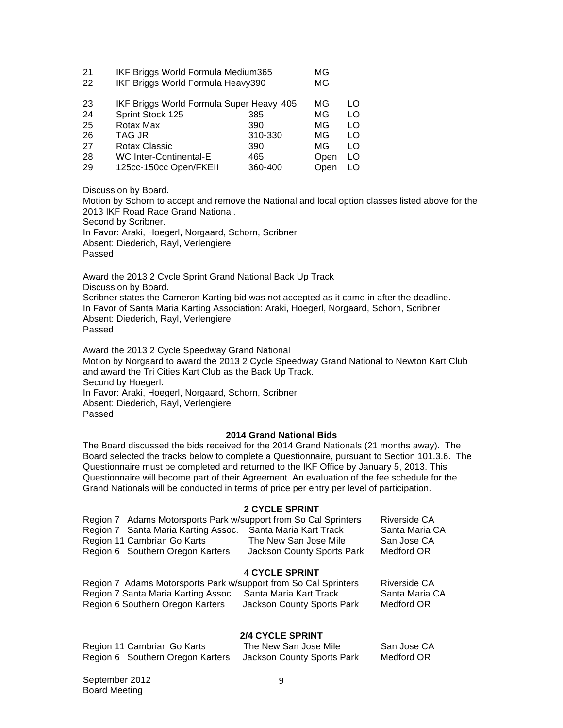| | | | | |
|---|---|---|---|---|
| 21 | IKF Briggs World Formula Medium365 | | MG | |
| 22 | IKF Briggs World Formula Heavy390 | | MG | |
| 23 | IKF Briggs World Formula Super Heavy 405 | | MG | LO |
| 24 | Sprint Stock 125 | 385 | MG | LO |
| 25 | Rotax Max | 390 | MG | LO |
| 26 | TAG JR | 310-330 | MG | LO |
| 27 | Rotax Classic | 390 | MG | LO |
| 28 | WC Inter-Continental-E | 465 | Open | LO |
| 29 | 125cc-150cc Open/FKEII | 360-400 | Open | LO |

Discussion by Board.
Motion by Schorn to accept and remove the National and local option classes listed above for the 2013 IKF Road Race Grand National.
Second by Scribner.
In Favor: Araki, Hoegerl, Norgaard, Schorn, Scribner
Absent: Diederich, Rayl, Verlengiere
Passed

Award the 2013 2 Cycle Sprint Grand National Back Up Track
Discussion by Board.
Scribner states the Cameron Karting bid was not accepted as it came in after the deadline.
In Favor of Santa Maria Karting Association: Araki, Hoegerl, Norgaard, Schorn, Scribner
Absent: Diederich, Rayl, Verlengiere
Passed

Award the 2013 2 Cycle Speedway Grand National
Motion by Norgaard to award the 2013 2 Cycle Speedway Grand National to Newton Kart Club and award the Tri Cities Kart Club as the Back Up Track.
Second by Hoegerl.
In Favor: Araki, Hoegerl, Norgaard, Schorn, Scribner
Absent: Diederich, Rayl, Verlengiere
Passed

**2014 Grand National Bids**

The Board discussed the bids received for the 2014 Grand Nationals (21 months away). The Board selected the tracks below to complete a Questionnaire, pursuant to Section 101.3.6. The Questionnaire must be completed and returned to the IKF Office by January 5, 2013. This Questionnaire will become part of their Agreement. An evaluation of the fee schedule for the Grand Nationals will be conducted in terms of price per entry per level of participation.

**2 CYCLE SPRINT**

| | | | |
|---|---|---|---|
| Region 7 | Adams Motorsports Park w/support from So Cal Sprinters | | Riverside CA |
| Region 7 | Santa Maria Karting Assoc. | Santa Maria Kart Track | Santa Maria CA |
| Region 11 | Cambrian Go Karts | The New San Jose Mile | San Jose CA |
| Region 6 | Southern Oregon Karters | Jackson County Sports Park | Medford OR |

**4 CYCLE SPRINT**

| | | | |
|---|---|---|---|
| Region 7 | Adams Motorsports Park w/support from So Cal Sprinters | | Riverside CA |
| Region 7 | Santa Maria Karting Assoc. | Santa Maria Kart Track | Santa Maria CA |
| Region 6 | Southern Oregon Karters | Jackson County Sports Park | Medford OR |

**2/4 CYCLE SPRINT**

| | | | |
|---|---|---|---|
| Region 11 | Cambrian Go Karts | The New San Jose Mile | San Jose CA |
| Region 6 | Southern Oregon Karters | Jackson County Sports Park | Medford OR |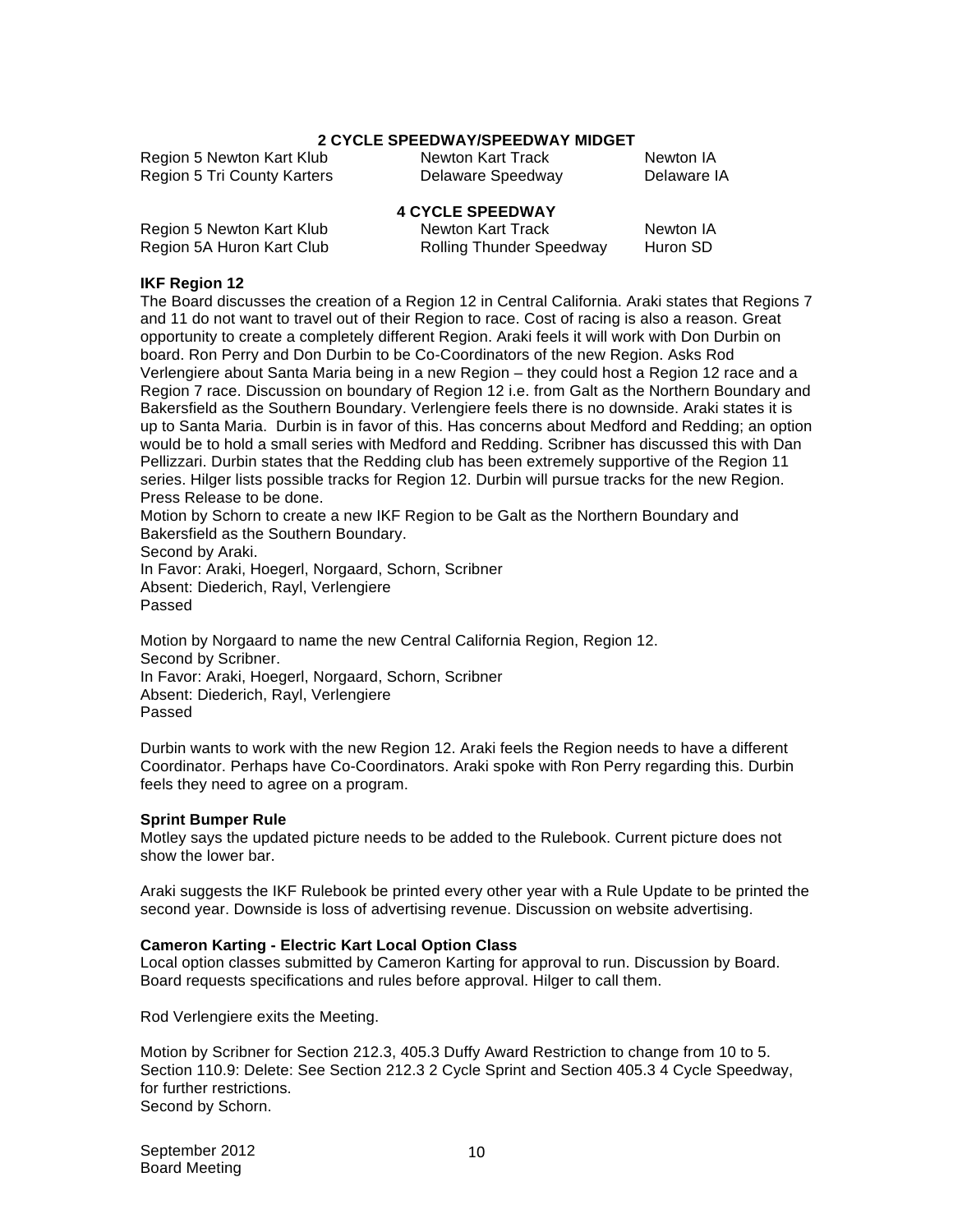**2 CYCLE SPEEDWAY/SPEEDWAY MIDGET**

| | | |
|---|---|---|
| Region 5 Newton Kart Klub | Newton Kart Track | Newton IA |
| Region 5 Tri County Karters | Delaware Speedway | Delaware IA |

**4 CYCLE SPEEDWAY**

| | | |
|---|---|---|
| Region 5 Newton Kart Klub | Newton Kart Track | Newton IA |
| Region 5A Huron Kart Club | Rolling Thunder Speedway | Huron SD |

**IKF Region 12**

The Board discusses the creation of a Region 12 in Central California. Araki states that Regions 7 and 11 do not want to travel out of their Region to race. Cost of racing is also a reason. Great opportunity to create a completely different Region. Araki feels it will work with Don Durbin on board. Ron Perry and Don Durbin to be Co-Coordinators of the new Region. Asks Rod Verlengiere about Santa Maria being in a new Region – they could host a Region 12 race and a Region 7 race. Discussion on boundary of Region 12 i.e. from Galt as the Northern Boundary and Bakersfield as the Southern Boundary. Verlengiere feels there is no downside. Araki states it is up to Santa Maria. Durbin is in favor of this. Has concerns about Medford and Redding; an option would be to hold a small series with Medford and Redding. Scribner has discussed this with Dan Pellizzari. Durbin states that the Redding club has been extremely supportive of the Region 11 series. Hilger lists possible tracks for Region 12. Durbin will pursue tracks for the new Region. Press Release to be done.

Motion by Schorn to create a new IKF Region to be Galt as the Northern Boundary and Bakersfield as the Southern Boundary.
Second by Araki.
In Favor: Araki, Hoegerl, Norgaard, Schorn, Scribner
Absent: Diederich, Rayl, Verlengiere
Passed

Motion by Norgaard to name the new Central California Region, Region 12.
Second by Scribner.
In Favor: Araki, Hoegerl, Norgaard, Schorn, Scribner
Absent: Diederich, Rayl, Verlengiere
Passed

Durbin wants to work with the new Region 12. Araki feels the Region needs to have a different Coordinator. Perhaps have Co-Coordinators. Araki spoke with Ron Perry regarding this. Durbin feels they need to agree on a program.

**Sprint Bumper Rule**

Motley says the updated picture needs to be added to the Rulebook. Current picture does not show the lower bar.

Araki suggests the IKF Rulebook be printed every other year with a Rule Update to be printed the second year. Downside is loss of advertising revenue. Discussion on website advertising.

**Cameron Karting - Electric Kart Local Option Class**

Local option classes submitted by Cameron Karting for approval to run. Discussion by Board. Board requests specifications and rules before approval. Hilger to call them.

Rod Verlengiere exits the Meeting.

Motion by Scribner for Section 212.3, 405.3 Duffy Award Restriction to change from 10 to 5. Section 110.9: Delete: See Section 212.3 2 Cycle Sprint and Section 405.3 4 Cycle Speedway, for further restrictions.
Second by Schorn.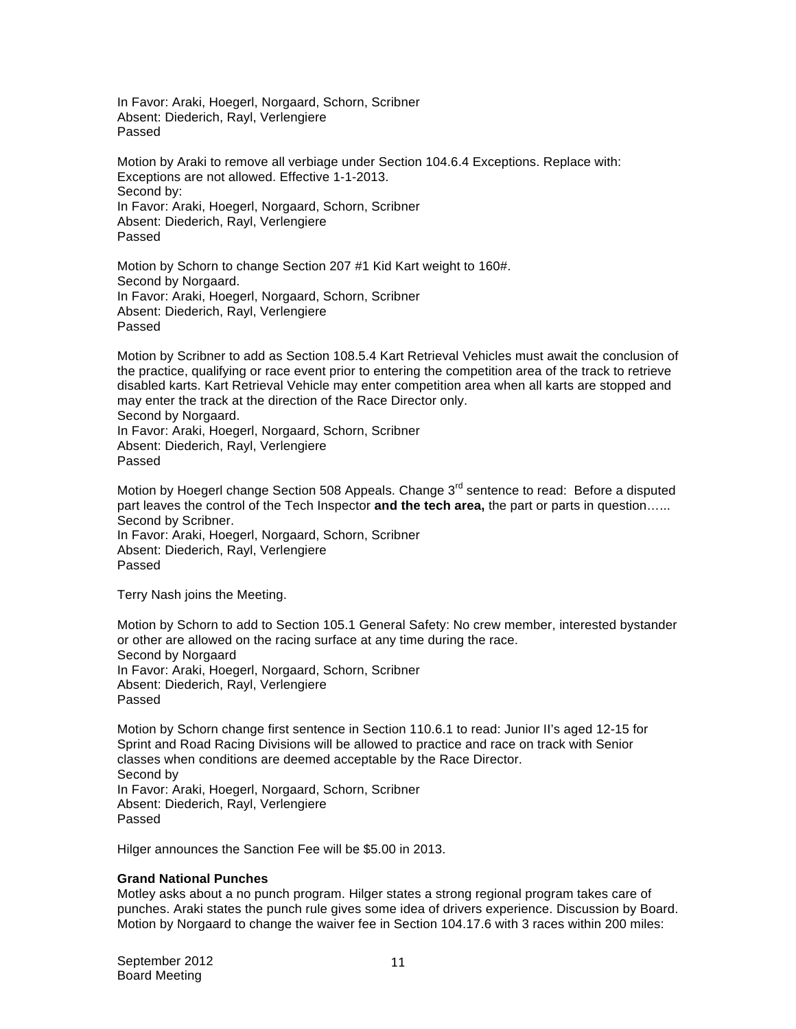In Favor: Araki, Hoegerl, Norgaard, Schorn, Scribner
Absent: Diederich, Rayl, Verlengiere
Passed

Motion by Araki to remove all verbiage under Section 104.6.4 Exceptions. Replace with: Exceptions are not allowed. Effective 1-1-2013.
Second by:
In Favor: Araki, Hoegerl, Norgaard, Schorn, Scribner
Absent: Diederich, Rayl, Verlengiere
Passed

Motion by Schorn to change Section 207 #1 Kid Kart weight to 160#.
Second by Norgaard.
In Favor: Araki, Hoegerl, Norgaard, Schorn, Scribner
Absent: Diederich, Rayl, Verlengiere
Passed

Motion by Scribner to add as Section 108.5.4 Kart Retrieval Vehicles must await the conclusion of the practice, qualifying or race event prior to entering the competition area of the track to retrieve disabled karts. Kart Retrieval Vehicle may enter competition area when all karts are stopped and may enter the track at the direction of the Race Director only.
Second by Norgaard.
In Favor: Araki, Hoegerl, Norgaard, Schorn, Scribner
Absent: Diederich, Rayl, Verlengiere
Passed

Motion by Hoegerl change Section 508 Appeals. Change 3rd sentence to read: Before a disputed part leaves the control of the Tech Inspector **and the tech area,** the part or parts in question…...
Second by Scribner.
In Favor: Araki, Hoegerl, Norgaard, Schorn, Scribner
Absent: Diederich, Rayl, Verlengiere
Passed

Terry Nash joins the Meeting.

Motion by Schorn to add to Section 105.1 General Safety: No crew member, interested bystander or other are allowed on the racing surface at any time during the race.
Second by Norgaard
In Favor: Araki, Hoegerl, Norgaard, Schorn, Scribner
Absent: Diederich, Rayl, Verlengiere
Passed

Motion by Schorn change first sentence in Section 110.6.1 to read: Junior II's aged 12-15 for Sprint and Road Racing Divisions will be allowed to practice and race on track with Senior classes when conditions are deemed acceptable by the Race Director.
Second by
In Favor: Araki, Hoegerl, Norgaard, Schorn, Scribner
Absent: Diederich, Rayl, Verlengiere
Passed

Hilger announces the Sanction Fee will be $5.00 in 2013.

**Grand National Punches**
Motley asks about a no punch program. Hilger states a strong regional program takes care of punches. Araki states the punch rule gives some idea of drivers experience. Discussion by Board. Motion by Norgaard to change the waiver fee in Section 104.17.6 with 3 races within 200 miles: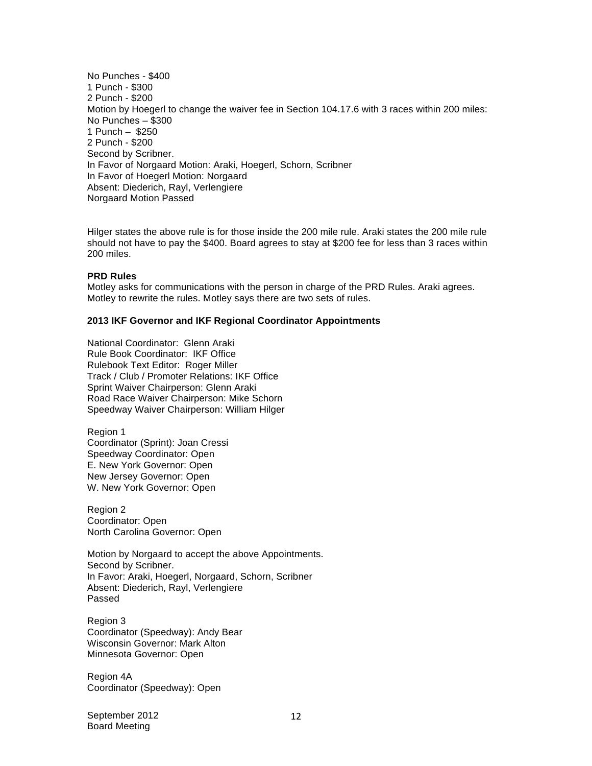No Punches - $400
1 Punch - $300
2 Punch - $200
Motion by Hoegerl to change the waiver fee in Section 104.17.6 with 3 races within 200 miles:
No Punches – $300
1 Punch – $250
2 Punch - $200
Second by Scribner.
In Favor of Norgaard Motion: Araki, Hoegerl, Schorn, Scribner
In Favor of Hoegerl Motion: Norgaard
Absent: Diederich, Rayl, Verlengiere
Norgaard Motion Passed

Hilger states the above rule is for those inside the 200 mile rule. Araki states the 200 mile rule should not have to pay the $400. Board agrees to stay at $200 fee for less than 3 races within 200 miles.

**PRD Rules**
Motley asks for communications with the person in charge of the PRD Rules. Araki agrees. Motley to rewrite the rules. Motley says there are two sets of rules.

**2013 IKF Governor and IKF Regional Coordinator Appointments**

National Coordinator: Glenn Araki
Rule Book Coordinator: IKF Office
Rulebook Text Editor: Roger Miller
Track / Club / Promoter Relations: IKF Office
Sprint Waiver Chairperson: Glenn Araki
Road Race Waiver Chairperson: Mike Schorn
Speedway Waiver Chairperson: William Hilger

Region 1
Coordinator (Sprint): Joan Cressi
Speedway Coordinator: Open
E. New York Governor: Open
New Jersey Governor: Open
W. New York Governor: Open

Region 2
Coordinator: Open
North Carolina Governor: Open

Motion by Norgaard to accept the above Appointments.
Second by Scribner.
In Favor: Araki, Hoegerl, Norgaard, Schorn, Scribner
Absent: Diederich, Rayl, Verlengiere
Passed

Region 3
Coordinator (Speedway): Andy Bear
Wisconsin Governor: Mark Alton
Minnesota Governor: Open

Region 4A
Coordinator (Speedway): Open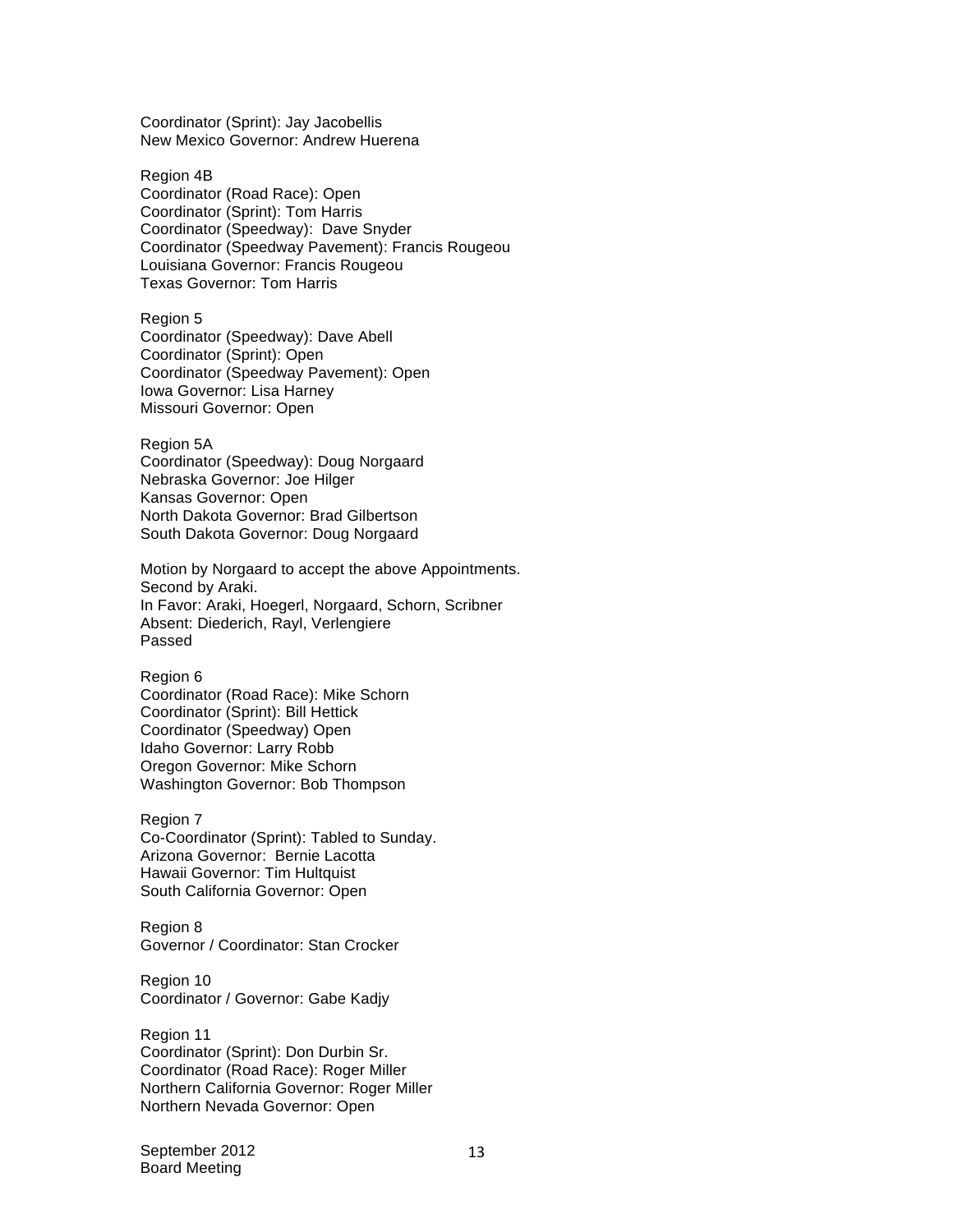Coordinator (Sprint): Jay Jacobellis
New Mexico Governor: Andrew Huerena

Region 4B
Coordinator (Road Race): Open
Coordinator (Sprint): Tom Harris
Coordinator (Speedway): Dave Snyder
Coordinator (Speedway Pavement): Francis Rougeou
Louisiana Governor: Francis Rougeou
Texas Governor: Tom Harris

Region 5
Coordinator (Speedway): Dave Abell
Coordinator (Sprint): Open
Coordinator (Speedway Pavement): Open
Iowa Governor: Lisa Harney
Missouri Governor: Open

Region 5A
Coordinator (Speedway): Doug Norgaard
Nebraska Governor: Joe Hilger
Kansas Governor: Open
North Dakota Governor: Brad Gilbertson
South Dakota Governor: Doug Norgaard

Motion by Norgaard to accept the above Appointments.
Second by Araki.
In Favor: Araki, Hoegerl, Norgaard, Schorn, Scribner
Absent: Diederich, Rayl, Verlengiere
Passed

Region 6
Coordinator (Road Race): Mike Schorn
Coordinator (Sprint): Bill Hettick
Coordinator (Speedway) Open
Idaho Governor: Larry Robb
Oregon Governor: Mike Schorn
Washington Governor: Bob Thompson

Region 7
Co-Coordinator (Sprint): Tabled to Sunday.
Arizona Governor: Bernie Lacotta
Hawaii Governor: Tim Hultquist
South California Governor: Open

Region 8
Governor / Coordinator: Stan Crocker

Region 10
Coordinator / Governor: Gabe Kadjy

Region 11
Coordinator (Sprint): Don Durbin Sr.
Coordinator (Road Race): Roger Miller
Northern California Governor: Roger Miller
Northern Nevada Governor: Open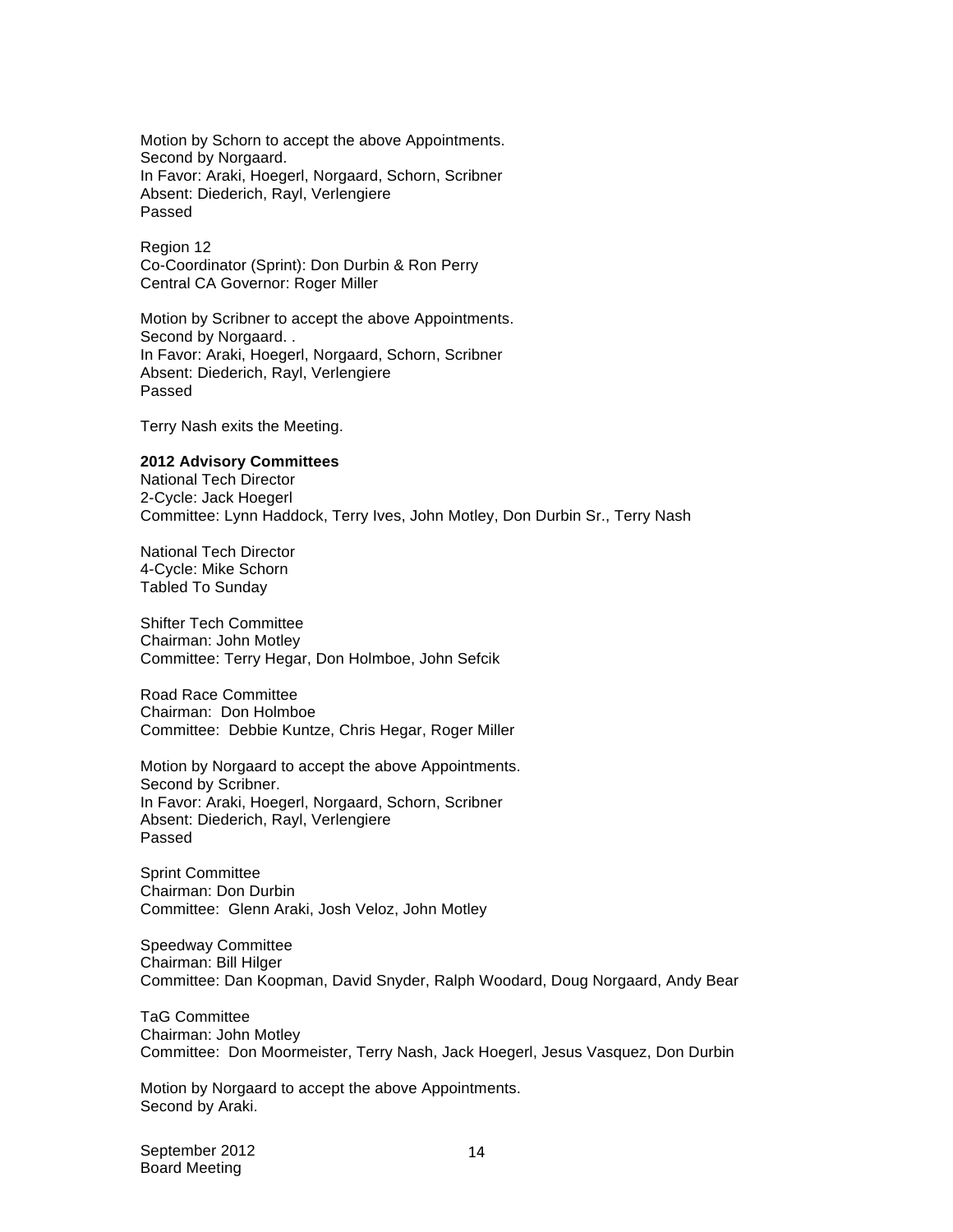Motion by Schorn to accept the above Appointments.
Second by Norgaard.
In Favor: Araki, Hoegerl, Norgaard, Schorn, Scribner
Absent: Diederich, Rayl, Verlengiere
Passed

Region 12
Co-Coordinator (Sprint): Don Durbin & Ron Perry
Central CA Governor: Roger Miller

Motion by Scribner to accept the above Appointments.
Second by Norgaard. .
In Favor: Araki, Hoegerl, Norgaard, Schorn, Scribner
Absent: Diederich, Rayl, Verlengiere
Passed

Terry Nash exits the Meeting.

**2012 Advisory Committees**
National Tech Director
2-Cycle: Jack Hoegerl
Committee: Lynn Haddock, Terry Ives, John Motley, Don Durbin Sr., Terry Nash

National Tech Director
4-Cycle: Mike Schorn
Tabled To Sunday

Shifter Tech Committee
Chairman: John Motley
Committee: Terry Hegar, Don Holmboe, John Sefcik

Road Race Committee
Chairman: Don Holmboe
Committee: Debbie Kuntze, Chris Hegar, Roger Miller

Motion by Norgaard to accept the above Appointments.
Second by Scribner.
In Favor: Araki, Hoegerl, Norgaard, Schorn, Scribner
Absent: Diederich, Rayl, Verlengiere
Passed

Sprint Committee
Chairman: Don Durbin
Committee: Glenn Araki, Josh Veloz, John Motley

Speedway Committee
Chairman: Bill Hilger
Committee: Dan Koopman, David Snyder, Ralph Woodard, Doug Norgaard, Andy Bear

TaG Committee
Chairman: John Motley
Committee: Don Moormeister, Terry Nash, Jack Hoegerl, Jesus Vasquez, Don Durbin

Motion by Norgaard to accept the above Appointments.
Second by Araki.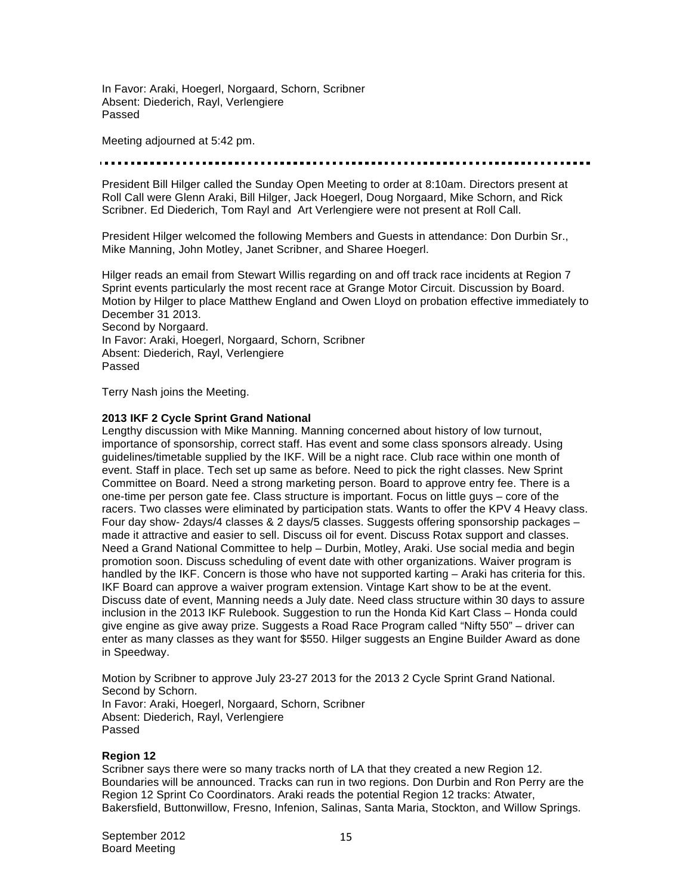In Favor: Araki, Hoegerl, Norgaard, Schorn, Scribner
Absent: Diederich, Rayl, Verlengiere
Passed

Meeting adjourned at 5:42 pm.

---

President Bill Hilger called the Sunday Open Meeting to order at 8:10am. Directors present at Roll Call were Glenn Araki, Bill Hilger, Jack Hoegerl, Doug Norgaard, Mike Schorn, and Rick Scribner. Ed Diederich, Tom Rayl and Art Verlengiere were not present at Roll Call.

President Hilger welcomed the following Members and Guests in attendance: Don Durbin Sr., Mike Manning, John Motley, Janet Scribner, and Sharee Hoegerl.

Hilger reads an email from Stewart Willis regarding on and off track race incidents at Region 7 Sprint events particularly the most recent race at Grange Motor Circuit. Discussion by Board. Motion by Hilger to place Matthew England and Owen Lloyd on probation effective immediately to December 31 2013.
Second by Norgaard.
In Favor: Araki, Hoegerl, Norgaard, Schorn, Scribner
Absent: Diederich, Rayl, Verlengiere
Passed

Terry Nash joins the Meeting.

**2013 IKF 2 Cycle Sprint Grand National**
Lengthy discussion with Mike Manning. Manning concerned about history of low turnout, importance of sponsorship, correct staff. Has event and some class sponsors already. Using guidelines/timetable supplied by the IKF. Will be a night race. Club race within one month of event. Staff in place. Tech set up same as before. Need to pick the right classes. New Sprint Committee on Board. Need a strong marketing person. Board to approve entry fee. There is a one-time per person gate fee. Class structure is important. Focus on little guys – core of the racers. Two classes were eliminated by participation stats. Wants to offer the KPV 4 Heavy class. Four day show- 2days/4 classes & 2 days/5 classes. Suggests offering sponsorship packages – made it attractive and easier to sell. Discuss oil for event. Discuss Rotax support and classes. Need a Grand National Committee to help – Durbin, Motley, Araki. Use social media and begin promotion soon. Discuss scheduling of event date with other organizations. Waiver program is handled by the IKF. Concern is those who have not supported karting – Araki has criteria for this. IKF Board can approve a waiver program extension. Vintage Kart show to be at the event. Discuss date of event, Manning needs a July date. Need class structure within 30 days to assure inclusion in the 2013 IKF Rulebook. Suggestion to run the Honda Kid Kart Class – Honda could give engine as give away prize. Suggests a Road Race Program called "Nifty 550" – driver can enter as many classes as they want for $550. Hilger suggests an Engine Builder Award as done in Speedway.

Motion by Scribner to approve July 23-27 2013 for the 2013 2 Cycle Sprint Grand National.
Second by Schorn.
In Favor: Araki, Hoegerl, Norgaard, Schorn, Scribner
Absent: Diederich, Rayl, Verlengiere
Passed

**Region 12**
Scribner says there were so many tracks north of LA that they created a new Region 12. Boundaries will be announced. Tracks can run in two regions. Don Durbin and Ron Perry are the Region 12 Sprint Co Coordinators. Araki reads the potential Region 12 tracks: Atwater, Bakersfield, Buttonwillow, Fresno, Infenion, Salinas, Santa Maria, Stockton, and Willow Springs.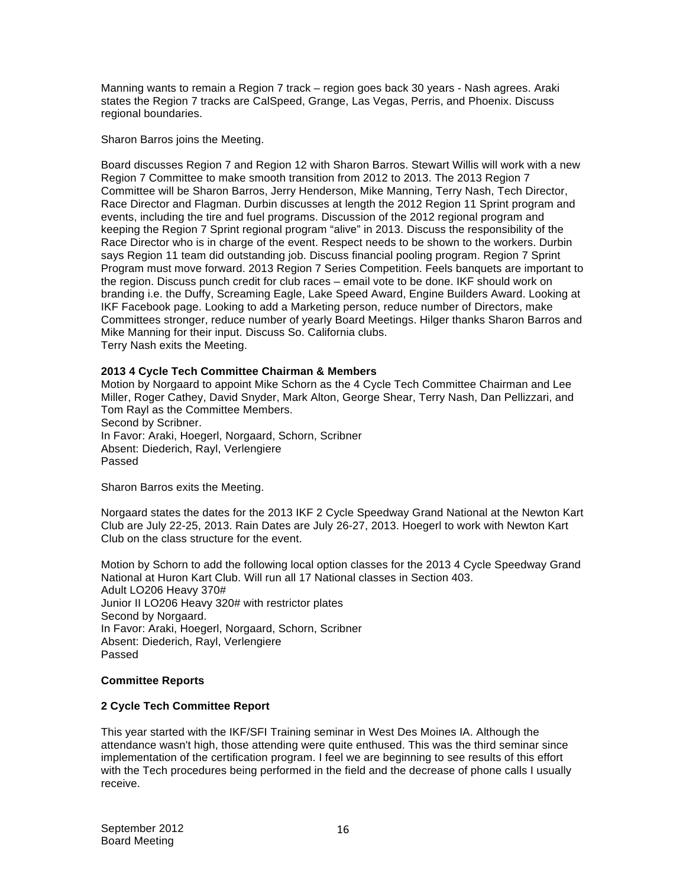Manning wants to remain a Region 7 track – region goes back 30 years - Nash agrees. Araki states the Region 7 tracks are CalSpeed, Grange, Las Vegas, Perris, and Phoenix. Discuss regional boundaries.

Sharon Barros joins the Meeting.

Board discusses Region 7 and Region 12 with Sharon Barros. Stewart Willis will work with a new Region 7 Committee to make smooth transition from 2012 to 2013. The 2013 Region 7 Committee will be Sharon Barros, Jerry Henderson, Mike Manning, Terry Nash, Tech Director, Race Director and Flagman. Durbin discusses at length the 2012 Region 11 Sprint program and events, including the tire and fuel programs. Discussion of the 2012 regional program and keeping the Region 7 Sprint regional program "alive" in 2013. Discuss the responsibility of the Race Director who is in charge of the event. Respect needs to be shown to the workers. Durbin says Region 11 team did outstanding job. Discuss financial pooling program. Region 7 Sprint Program must move forward. 2013 Region 7 Series Competition. Feels banquets are important to the region. Discuss punch credit for club races – email vote to be done. IKF should work on branding i.e. the Duffy, Screaming Eagle, Lake Speed Award, Engine Builders Award. Looking at IKF Facebook page. Looking to add a Marketing person, reduce number of Directors, make Committees stronger, reduce number of yearly Board Meetings. Hilger thanks Sharon Barros and Mike Manning for their input. Discuss So. California clubs.
Terry Nash exits the Meeting.

**2013 4 Cycle Tech Committee Chairman & Members**

Motion by Norgaard to appoint Mike Schorn as the 4 Cycle Tech Committee Chairman and Lee Miller, Roger Cathey, David Snyder, Mark Alton, George Shear, Terry Nash, Dan Pellizzari, and Tom Rayl as the Committee Members.
Second by Scribner.
In Favor: Araki, Hoegerl, Norgaard, Schorn, Scribner
Absent: Diederich, Rayl, Verlengiere
Passed

Sharon Barros exits the Meeting.

Norgaard states the dates for the 2013 IKF 2 Cycle Speedway Grand National at the Newton Kart Club are July 22-25, 2013. Rain Dates are July 26-27, 2013. Hoegerl to work with Newton Kart Club on the class structure for the event.

Motion by Schorn to add the following local option classes for the 2013 4 Cycle Speedway Grand National at Huron Kart Club. Will run all 17 National classes in Section 403.
Adult LO206 Heavy 370#
Junior II LO206 Heavy 320# with restrictor plates
Second by Norgaard.
In Favor: Araki, Hoegerl, Norgaard, Schorn, Scribner
Absent: Diederich, Rayl, Verlengiere
Passed

**Committee Reports**

**2 Cycle Tech Committee Report**

This year started with the IKF/SFI Training seminar in West Des Moines IA. Although the attendance wasn't high, those attending were quite enthused. This was the third seminar since implementation of the certification program. I feel we are beginning to see results of this effort with the Tech procedures being performed in the field and the decrease of phone calls I usually receive.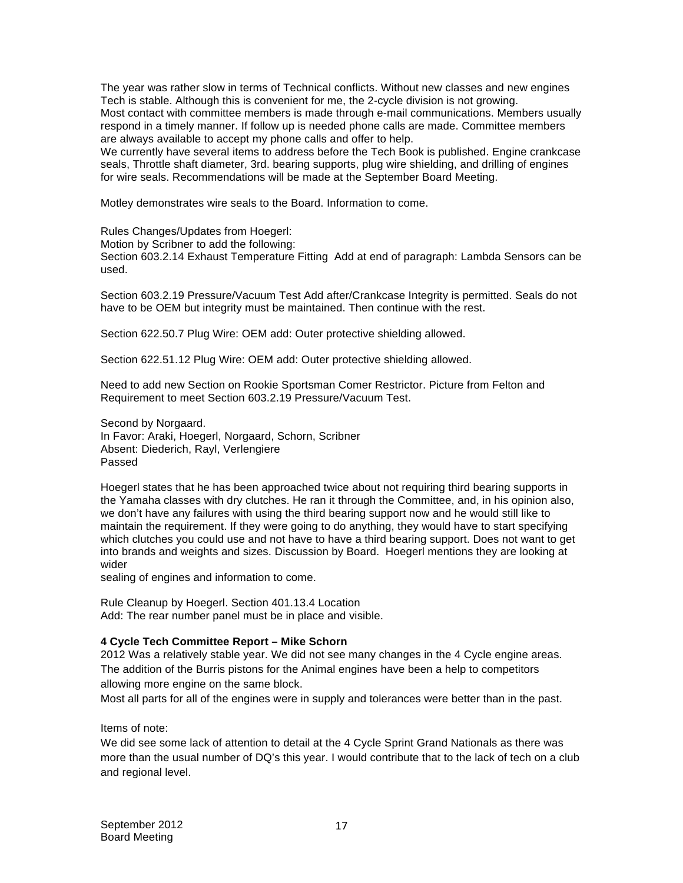The year was rather slow in terms of Technical conflicts. Without new classes and new engines Tech is stable. Although this is convenient for me, the 2-cycle division is not growing.
Most contact with committee members is made through e-mail communications. Members usually respond in a timely manner. If follow up is needed phone calls are made. Committee members are always available to accept my phone calls and offer to help.
We currently have several items to address before the Tech Book is published. Engine crankcase seals, Throttle shaft diameter, 3rd. bearing supports, plug wire shielding, and drilling of engines for wire seals. Recommendations will be made at the September Board Meeting.

Motley demonstrates wire seals to the Board. Information to come.

Rules Changes/Updates from Hoegerl:
Motion by Scribner to add the following:
Section 603.2.14 Exhaust Temperature Fitting Add at end of paragraph: Lambda Sensors can be used.

Section 603.2.19 Pressure/Vacuum Test Add after/Crankcase Integrity is permitted. Seals do not have to be OEM but integrity must be maintained. Then continue with the rest.

Section 622.50.7 Plug Wire: OEM add: Outer protective shielding allowed.

Section 622.51.12 Plug Wire: OEM add: Outer protective shielding allowed.

Need to add new Section on Rookie Sportsman Comer Restrictor. Picture from Felton and Requirement to meet Section 603.2.19 Pressure/Vacuum Test.

Second by Norgaard.
In Favor: Araki, Hoegerl, Norgaard, Schorn, Scribner
Absent: Diederich, Rayl, Verlengiere
Passed

Hoegerl states that he has been approached twice about not requiring third bearing supports in the Yamaha classes with dry clutches. He ran it through the Committee, and, in his opinion also, we don't have any failures with using the third bearing support now and he would still like to maintain the requirement. If they were going to do anything, they would have to start specifying which clutches you could use and not have to have a third bearing support. Does not want to get into brands and weights and sizes. Discussion by Board. Hoegerl mentions they are looking at wider
sealing of engines and information to come.

Rule Cleanup by Hoegerl. Section 401.13.4 Location
Add: The rear number panel must be in place and visible.

**4 Cycle Tech Committee Report – Mike Schorn**
2012 Was a relatively stable year. We did not see many changes in the 4 Cycle engine areas. The addition of the Burris pistons for the Animal engines have been a help to competitors allowing more engine on the same block.
Most all parts for all of the engines were in supply and tolerances were better than in the past.

Items of note:
We did see some lack of attention to detail at the 4 Cycle Sprint Grand Nationals as there was more than the usual number of DQ's this year. I would contribute that to the lack of tech on a club and regional level.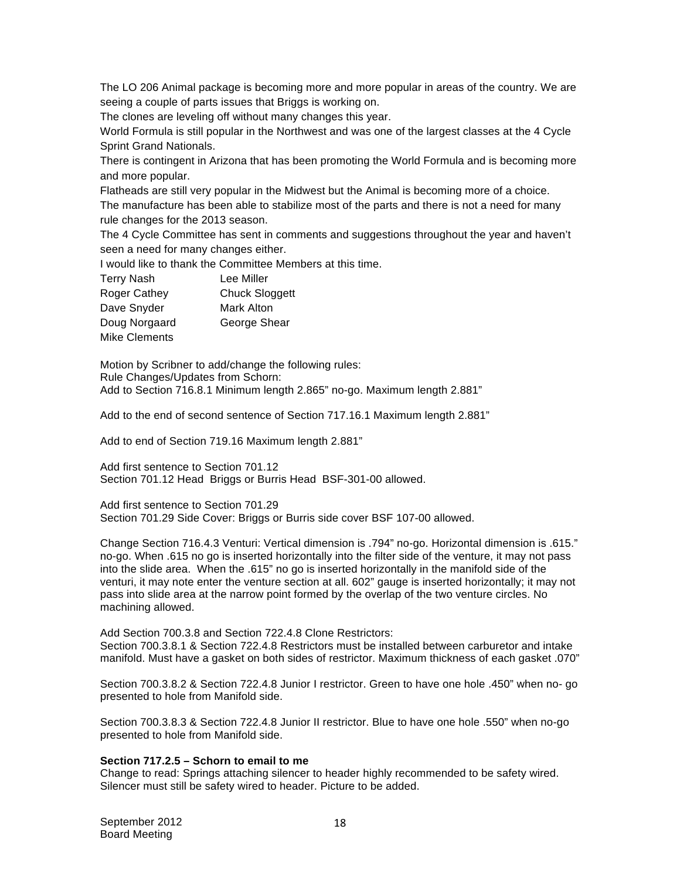The LO 206 Animal package is becoming more and more popular in areas of the country. We are seeing a couple of parts issues that Briggs is working on.

The clones are leveling off without many changes this year.

World Formula is still popular in the Northwest and was one of the largest classes at the 4 Cycle Sprint Grand Nationals.

There is contingent in Arizona that has been promoting the World Formula and is becoming more and more popular.

Flatheads are still very popular in the Midwest but the Animal is becoming more of a choice.

The manufacture has been able to stabilize most of the parts and there is not a need for many rule changes for the 2013 season.

The 4 Cycle Committee has sent in comments and suggestions throughout the year and haven't seen a need for many changes either.

I would like to thank the Committee Members at this time.

| | |
|---|---|
| Terry Nash | Lee Miller |
| Roger Cathey | Chuck Sloggett |
| Dave Snyder | Mark Alton |
| Doug Norgaard | George Shear |
| Mike Clements | |

Motion by Scribner to add/change the following rules:
Rule Changes/Updates from Schorn:
Add to Section 716.8.1 Minimum length 2.865" no-go. Maximum length 2.881"

Add to the end of second sentence of Section 717.16.1 Maximum length 2.881"

Add to end of Section 719.16 Maximum length 2.881"

Add first sentence to Section 701.12
Section 701.12 Head Briggs or Burris Head BSF-301-00 allowed.

Add first sentence to Section 701.29
Section 701.29 Side Cover: Briggs or Burris side cover BSF 107-00 allowed.

Change Section 716.4.3 Venturi: Vertical dimension is .794" no-go. Horizontal dimension is .615." no-go. When .615 no go is inserted horizontally into the filter side of the venture, it may not pass into the slide area. When the .615" no go is inserted horizontally in the manifold side of the venturi, it may note enter the venture section at all. 602" gauge is inserted horizontally; it may not pass into slide area at the narrow point formed by the overlap of the two venture circles. No machining allowed.

Add Section 700.3.8 and Section 722.4.8 Clone Restrictors:
Section 700.3.8.1 & Section 722.4.8 Restrictors must be installed between carburetor and intake manifold. Must have a gasket on both sides of restrictor. Maximum thickness of each gasket .070"

Section 700.3.8.2 & Section 722.4.8 Junior I restrictor. Green to have one hole .450" when no- go presented to hole from Manifold side.

Section 700.3.8.3 & Section 722.4.8 Junior II restrictor. Blue to have one hole .550" when no-go presented to hole from Manifold side.

**Section 717.2.5 – Schorn to email to me**
Change to read: Springs attaching silencer to header highly recommended to be safety wired. Silencer must still be safety wired to header. Picture to be added.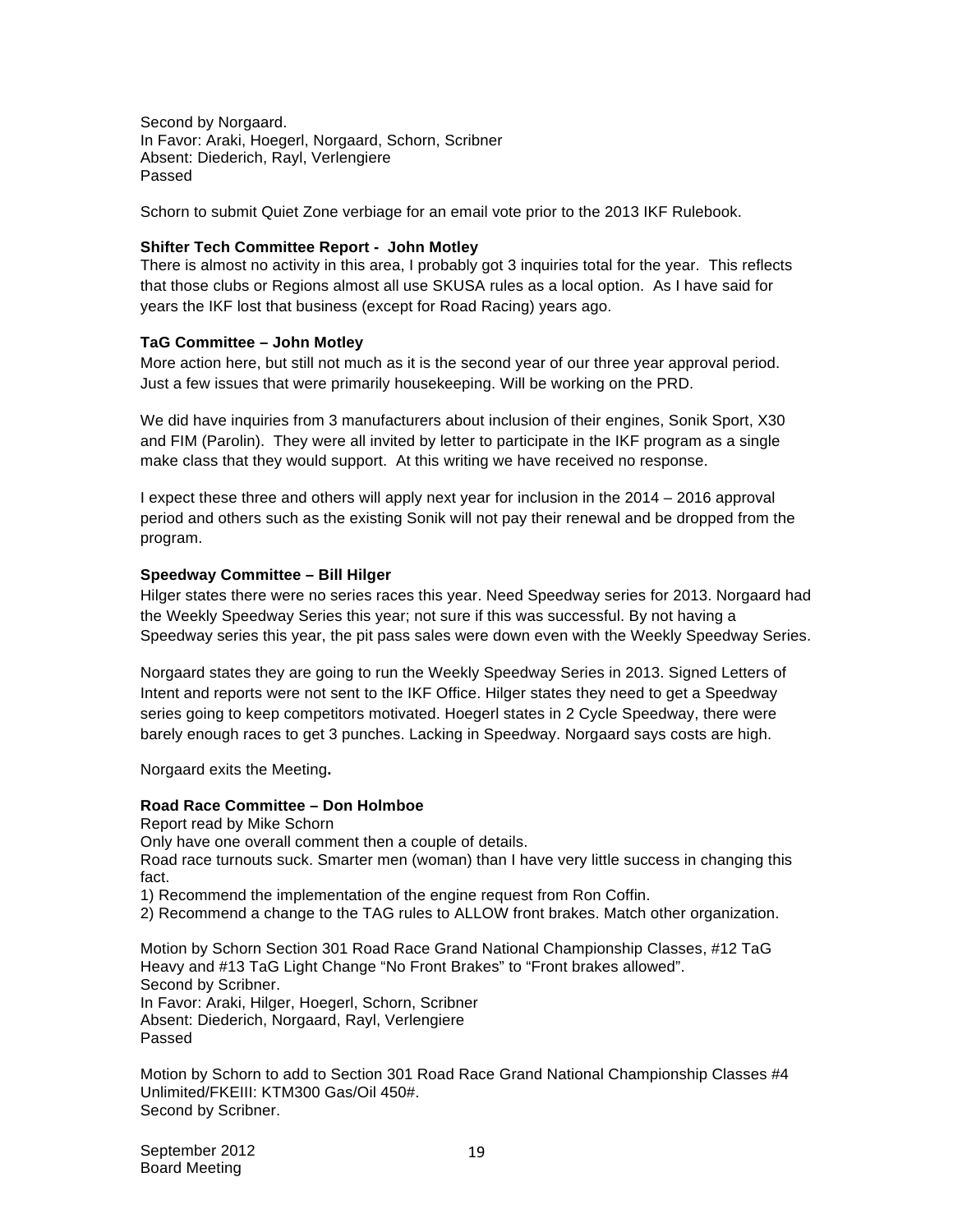Second by Norgaard.
In Favor: Araki, Hoegerl, Norgaard, Schorn, Scribner
Absent: Diederich, Rayl, Verlengiere
Passed

Schorn to submit Quiet Zone verbiage for an email vote prior to the 2013 IKF Rulebook.

**Shifter Tech Committee Report - John Motley**
There is almost no activity in this area, I probably got 3 inquiries total for the year. This reflects that those clubs or Regions almost all use SKUSA rules as a local option. As I have said for years the IKF lost that business (except for Road Racing) years ago.

**TaG Committee – John Motley**
More action here, but still not much as it is the second year of our three year approval period. Just a few issues that were primarily housekeeping. Will be working on the PRD.

We did have inquiries from 3 manufacturers about inclusion of their engines, Sonik Sport, X30 and FIM (Parolin). They were all invited by letter to participate in the IKF program as a single make class that they would support. At this writing we have received no response.

I expect these three and others will apply next year for inclusion in the 2014 – 2016 approval period and others such as the existing Sonik will not pay their renewal and be dropped from the program.

**Speedway Committee – Bill Hilger**
Hilger states there were no series races this year. Need Speedway series for 2013. Norgaard had the Weekly Speedway Series this year; not sure if this was successful. By not having a Speedway series this year, the pit pass sales were down even with the Weekly Speedway Series.

Norgaard states they are going to run the Weekly Speedway Series in 2013. Signed Letters of Intent and reports were not sent to the IKF Office. Hilger states they need to get a Speedway series going to keep competitors motivated. Hoegerl states in 2 Cycle Speedway, there were barely enough races to get 3 punches. Lacking in Speedway. Norgaard says costs are high.

Norgaard exits the Meeting**.**

**Road Race Committee – Don Holmboe**
Report read by Mike Schorn
Only have one overall comment then a couple of details.
Road race turnouts suck. Smarter men (woman) than I have very little success in changing this fact.
1) Recommend the implementation of the engine request from Ron Coffin.
2) Recommend a change to the TAG rules to ALLOW front brakes. Match other organization.

Motion by Schorn Section 301 Road Race Grand National Championship Classes, #12 TaG Heavy and #13 TaG Light Change "No Front Brakes" to "Front brakes allowed".
Second by Scribner.
In Favor: Araki, Hilger, Hoegerl, Schorn, Scribner
Absent: Diederich, Norgaard, Rayl, Verlengiere
Passed

Motion by Schorn to add to Section 301 Road Race Grand National Championship Classes #4 Unlimited/FKEIII: KTM300 Gas/Oil 450#.
Second by Scribner.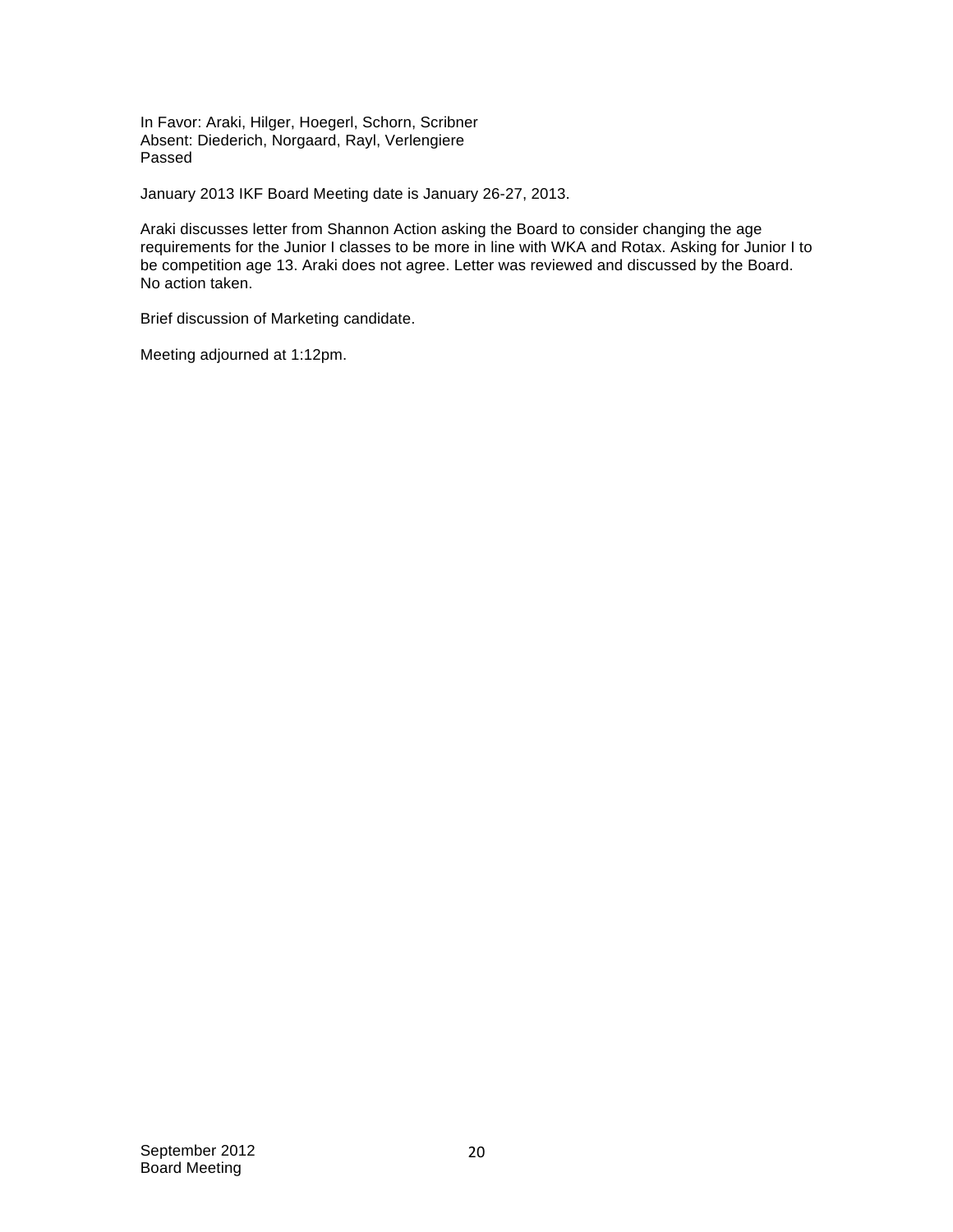In Favor: Araki, Hilger, Hoegerl, Schorn, Scribner
Absent: Diederich, Norgaard, Rayl, Verlengiere
Passed

January 2013 IKF Board Meeting date is January 26-27, 2013.

Araki discusses letter from Shannon Action asking the Board to consider changing the age requirements for the Junior I classes to be more in line with WKA and Rotax. Asking for Junior I to be competition age 13. Araki does not agree. Letter was reviewed and discussed by the Board. No action taken.

Brief discussion of Marketing candidate.

Meeting adjourned at 1:12pm.